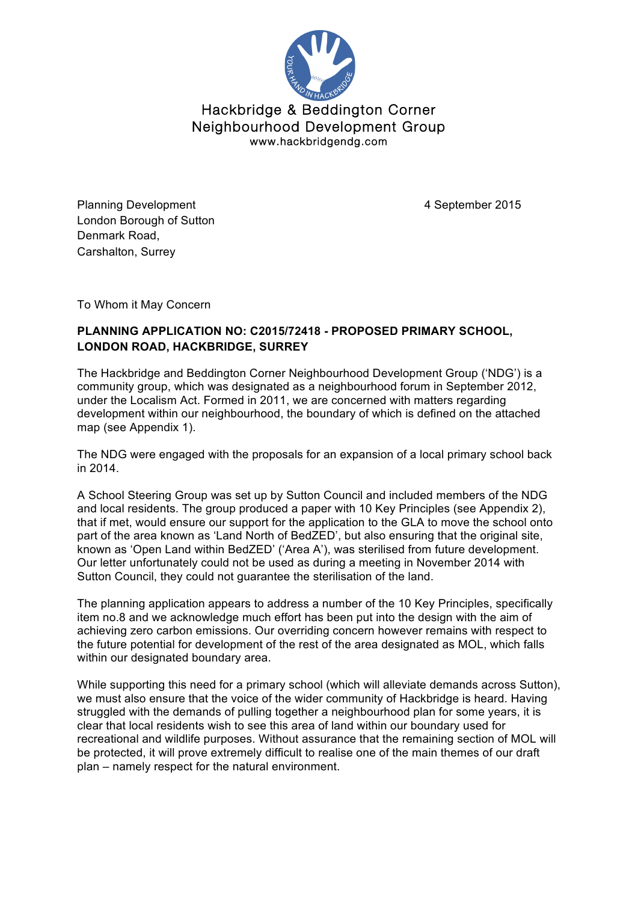Hackbridge & Beddington Corner
Neighbourhood Development Group
www.hackbridgendg.com

Planning Development
London Borough of Sutton
Denmark Road,
Carshalton, Surrey

4 September 2015

To Whom it May Concern

**PLANNING APPLICATION NO: C2015/72418 - PROPOSED PRIMARY SCHOOL, LONDON ROAD, HACKBRIDGE, SURREY**

The Hackbridge and Beddington Corner Neighbourhood Development Group ('NDG') is a community group, which was designated as a neighbourhood forum in September 2012, under the Localism Act. Formed in 2011, we are concerned with matters regarding development within our neighbourhood, the boundary of which is defined on the attached map (see Appendix 1).

The NDG were engaged with the proposals for an expansion of a local primary school back in 2014.

A School Steering Group was set up by Sutton Council and included members of the NDG and local residents. The group produced a paper with 10 Key Principles (see Appendix 2), that if met, would ensure our support for the application to the GLA to move the school onto part of the area known as 'Land North of BedZED', but also ensuring that the original site, known as 'Open Land within BedZED' ('Area A'), was sterilised from future development. Our letter unfortunately could not be used as during a meeting in November 2014 with Sutton Council, they could not guarantee the sterilisation of the land.

The planning application appears to address a number of the 10 Key Principles, specifically item no.8 and we acknowledge much effort has been put into the design with the aim of achieving zero carbon emissions. Our overriding concern however remains with respect to the future potential for development of the rest of the area designated as MOL, which falls within our designated boundary area.

While supporting this need for a primary school (which will alleviate demands across Sutton), we must also ensure that the voice of the wider community of Hackbridge is heard. Having struggled with the demands of pulling together a neighbourhood plan for some years, it is clear that local residents wish to see this area of land within our boundary used for recreational and wildlife purposes. Without assurance that the remaining section of MOL will be protected, it will prove extremely difficult to realise one of the main themes of our draft plan – namely respect for the natural environment.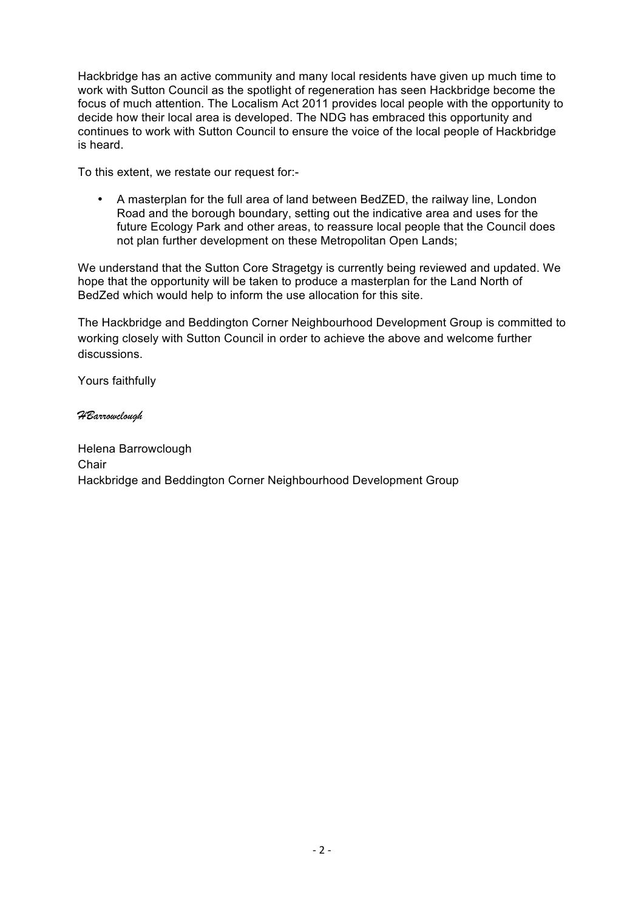Hackbridge has an active community and many local residents have given up much time to work with Sutton Council as the spotlight of regeneration has seen Hackbridge become the focus of much attention. The Localism Act 2011 provides local people with the opportunity to decide how their local area is developed. The NDG has embraced this opportunity and continues to work with Sutton Council to ensure the voice of the local people of Hackbridge is heard.

To this extent, we restate our request for:-

- A masterplan for the full area of land between BedZED, the railway line, London Road and the borough boundary, setting out the indicative area and uses for the future Ecology Park and other areas, to reassure local people that the Council does not plan further development on these Metropolitan Open Lands;

We understand that the Sutton Core Stragetgy is currently being reviewed and updated. We hope that the opportunity will be taken to produce a masterplan for the Land North of BedZed which would help to inform the use allocation for this site.

The Hackbridge and Beddington Corner Neighbourhood Development Group is committed to working closely with Sutton Council in order to achieve the above and welcome further discussions.

Yours faithfully

*HBarrowclough*

Helena Barrowclough
Chair
Hackbridge and Beddington Corner Neighbourhood Development Group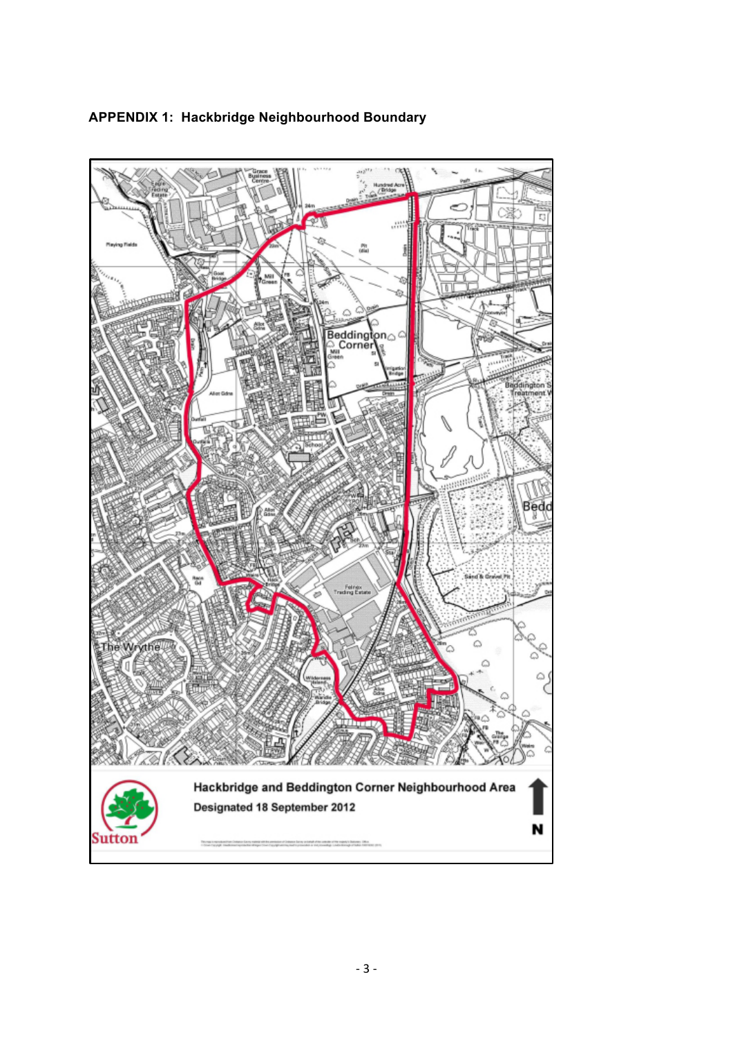**APPENDIX 1: Hackbridge Neighbourhood Boundary**

Hackbridge and Beddington Corner Neighbourhood Area

Designated 18 September 2012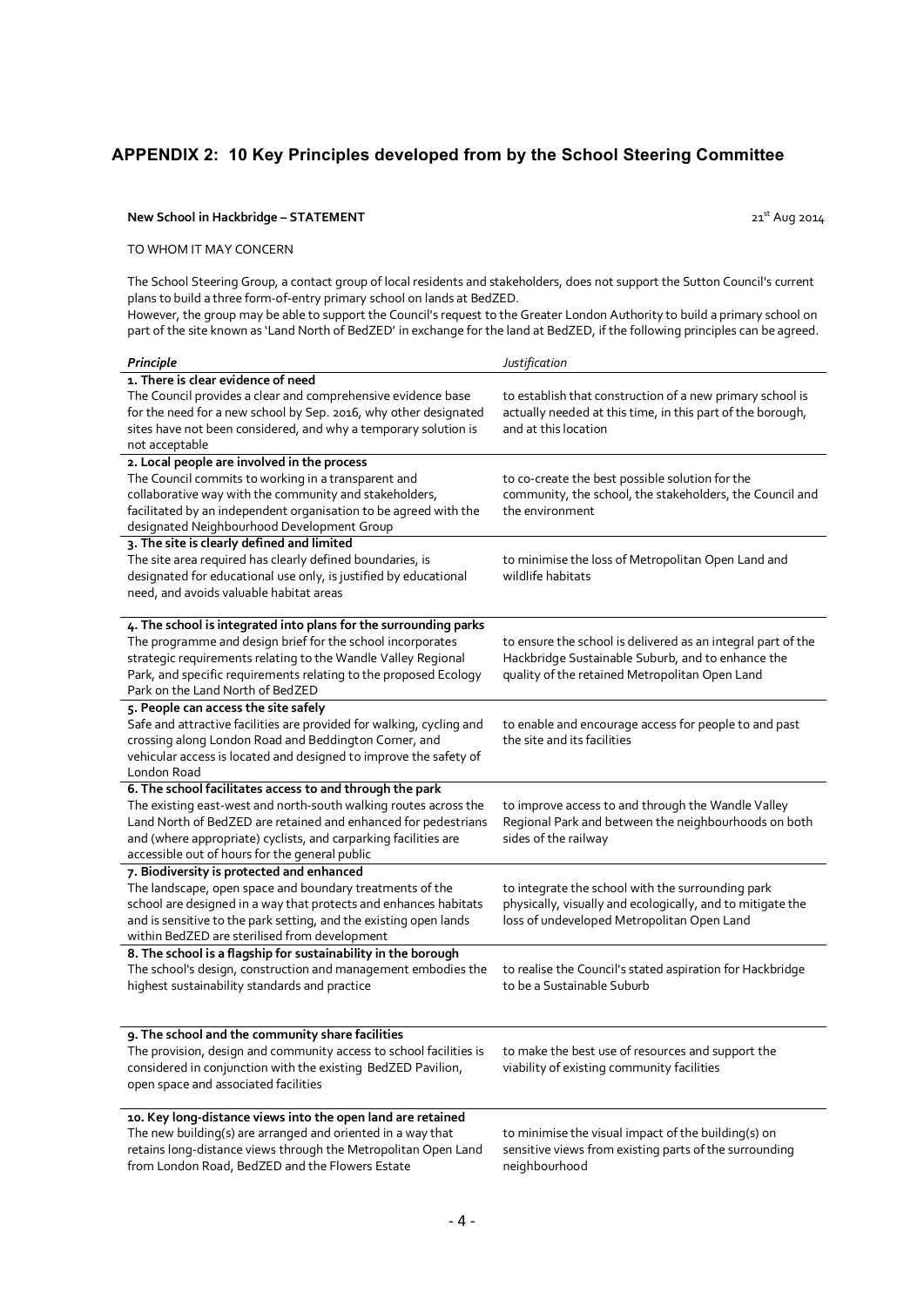## APPENDIX 2: 10 Key Principles developed from by the School Steering Committee

**New School in Hackbridge – STATEMENT** 21st Aug 2014

TO WHOM IT MAY CONCERN

The School Steering Group, a contact group of local residents and stakeholders, does not support the Sutton Council's current plans to build a three form-of-entry primary school on lands at BedZED.
However, the group may be able to support the Council's request to the Greater London Authority to build a primary school on part of the site known as 'Land North of BedZED' in exchange for the land at BedZED, if the following principles can be agreed.

| *Principle* | *Justification* |
|---|---|
| **1. There is clear evidence of need**<br>The Council provides a clear and comprehensive evidence base for the need for a new school by Sep. 2016, why other designated sites have not been considered, and why a temporary solution is not acceptable | to establish that construction of a new primary school is actually needed at this time, in this part of the borough, and at this location |
| **2. Local people are involved in the process**<br>The Council commits to working in a transparent and collaborative way with the community and stakeholders, facilitated by an independent organisation to be agreed with the designated Neighbourhood Development Group | to co-create the best possible solution for the community, the school, the stakeholders, the Council and the environment |
| **3. The site is clearly defined and limited**<br>The site area required has clearly defined boundaries, is designated for educational use only, is justified by educational need, and avoids valuable habitat areas | to minimise the loss of Metropolitan Open Land and wildlife habitats |
| **4. The school is integrated into plans for the surrounding parks**<br>The programme and design brief for the school incorporates strategic requirements relating to the Wandle Valley Regional Park, and specific requirements relating to the proposed Ecology Park on the Land North of BedZED | to ensure the school is delivered as an integral part of the Hackbridge Sustainable Suburb, and to enhance the quality of the retained Metropolitan Open Land |
| **5. People can access the site safely**<br>Safe and attractive facilities are provided for walking, cycling and crossing along London Road and Beddington Corner, and vehicular access is located and designed to improve the safety of London Road | to enable and encourage access for people to and past the site and its facilities |
| **6. The school facilitates access to and through the park**<br>The existing east-west and north-south walking routes across the Land North of BedZED are retained and enhanced for pedestrians and (where appropriate) cyclists, and carparking facilities are accessible out of hours for the general public | to improve access to and through the Wandle Valley Regional Park and between the neighbourhoods on both sides of the railway |
| **7. Biodiversity is protected and enhanced**<br>The landscape, open space and boundary treatments of the school are designed in a way that protects and enhances habitats and is sensitive to the park setting, and the existing open lands within BedZED are sterilised from development | to integrate the school with the surrounding park physically, visually and ecologically, and to mitigate the loss of undeveloped Metropolitan Open Land |
| **8. The school is a flagship for sustainability in the borough**<br>The school's design, construction and management embodies the highest sustainability standards and practice | to realise the Council's stated aspiration for Hackbridge to be a Sustainable Suburb |
| **9. The school and the community share facilities**<br>The provision, design and community access to school facilities is considered in conjunction with the existing BedZED Pavilion, open space and associated facilities | to make the best use of resources and support the viability of existing community facilities |
| **10. Key long-distance views into the open land are retained**<br>The new building(s) are arranged and oriented in a way that retains long-distance views through the Metropolitan Open Land from London Road, BedZED and the Flowers Estate | to minimise the visual impact of the building(s) on sensitive views from existing parts of the surrounding neighbourhood |